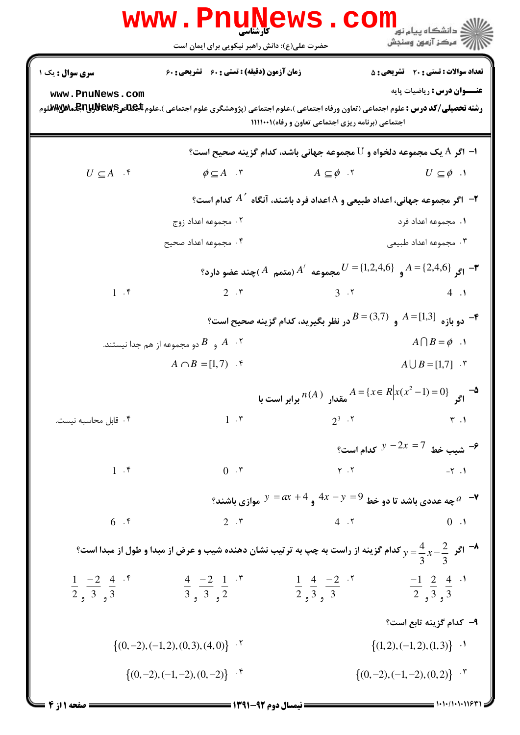کارشناسی

حضرت علی(ع): دانش راهبر نیکویی برای ایمان است

دانشگاه پیام نور
مرکز آزمون وسنجش

**سری سوال :** یک ۱ | **زمان آزمون (دقیقه) : تستی :** ۶۰ **تشریحی :** ۶۰ | **تعداد سوالات : تستی :** ۲۰ **تشریحی :** ۵

**عنـــوان درس :** ریاضیات پایه

**رشته تحصیلی/کد درس :** علوم اجتماعی (تعاون ورفاه اجتماعی )،علوم اجتماعی (پژوهشگری علوم اجتماعی )،علوم اجتماعی (مددکاری اجتماعی)،علوم اجتماعی (برنامه ریزی اجتماعی تعاون و رفاه)۱۱۱۱۰۰۱

---

۱- اگر A یک مجموعه دلخواه و U مجموعه جهانی باشد، کدام گزینه صحیح است؟

۱. $U \subseteq \phi$ ۲. $A \subseteq \phi$ ۳. $\phi \subseteq A$ ۴. $U \subseteq A$

۲- اگر مجموعه جهانی، اعداد طبیعی و A اعداد فرد باشند، آنگاه $A'$ کدام است؟

۱. مجموعه اعداد فرد ۲. مجموعه اعداد زوج

۳. مجموعه اعداد طبیعی ۴. مجموعه اعداد صحیح

۳- اگر $A=\{2,4,6\}$ و $U=\{1,2,4,6\}$ مجموعه $A'$ (متمم $A$ )چند عضو دارد؟

۱. 4 ۲. 3 ۳. 2 ۴. 1

۴- دو بازه $A=[1,3]$ و $B=(3,7)$ در نظر بگیرید، کدام گزینه صحیح است؟

۱. $A \cap B = \phi$ ۲. $A$ و $B$ دو مجموعه از هم جدا نیستند.

۳. $A \cup B = [1,7]$ ۴. $A \cap B = [1,7)$

۵- اگر $A=\{x \in R | x(x^2-1)=0\}$ مقدار $n(A)$ برابر است با

۱. ۳ ۲. $2^3$ ۳. 1 ۴. قابل محاسبه نیست.

۶- شیب خط $y-2x=7$ کدام است؟

۱. -۲ ۲. ۲ ۳. 0 ۴. 1

۷- $a$ چه عددی باشد تا دو خط $4x-y=9$ و $y=ax+4$ موازی باشند؟

۱. 0 ۲. 4 ۳. 2 ۴. 6

۸- اگر $y=\frac{4}{3}x-\frac{2}{3}$ کدام گزینه از راست به چپ به ترتیب نشان دهنده شیب و عرض از مبدا و طول از مبدا است؟

۱. $\frac{-1}{2}$ و $\frac{2}{3}$ و $\frac{4}{3}$ ۲. $\frac{1}{2}$ و $\frac{4}{3}$ و $\frac{-2}{3}$ ۳. $\frac{4}{3}$ و $\frac{-2}{3}$ و $\frac{1}{2}$ ۴. $\frac{1}{2}$ و $\frac{-2}{3}$ و $\frac{4}{3}$

۹- کدام گزینه تابع است؟

۱. $\{(1,2),(-1,2),(1,3)\}$ ۲. $\{(0,-2),(-1,2),(0,3),(4,0)\}$

۳. $\{(0,-2),(-1,-2),(0,2)\}$ ۴. $\{(0,-2),(-1,-2),(0,-2)\}$

---

**نیمسال دوم ۹۲-۱۳۹۱**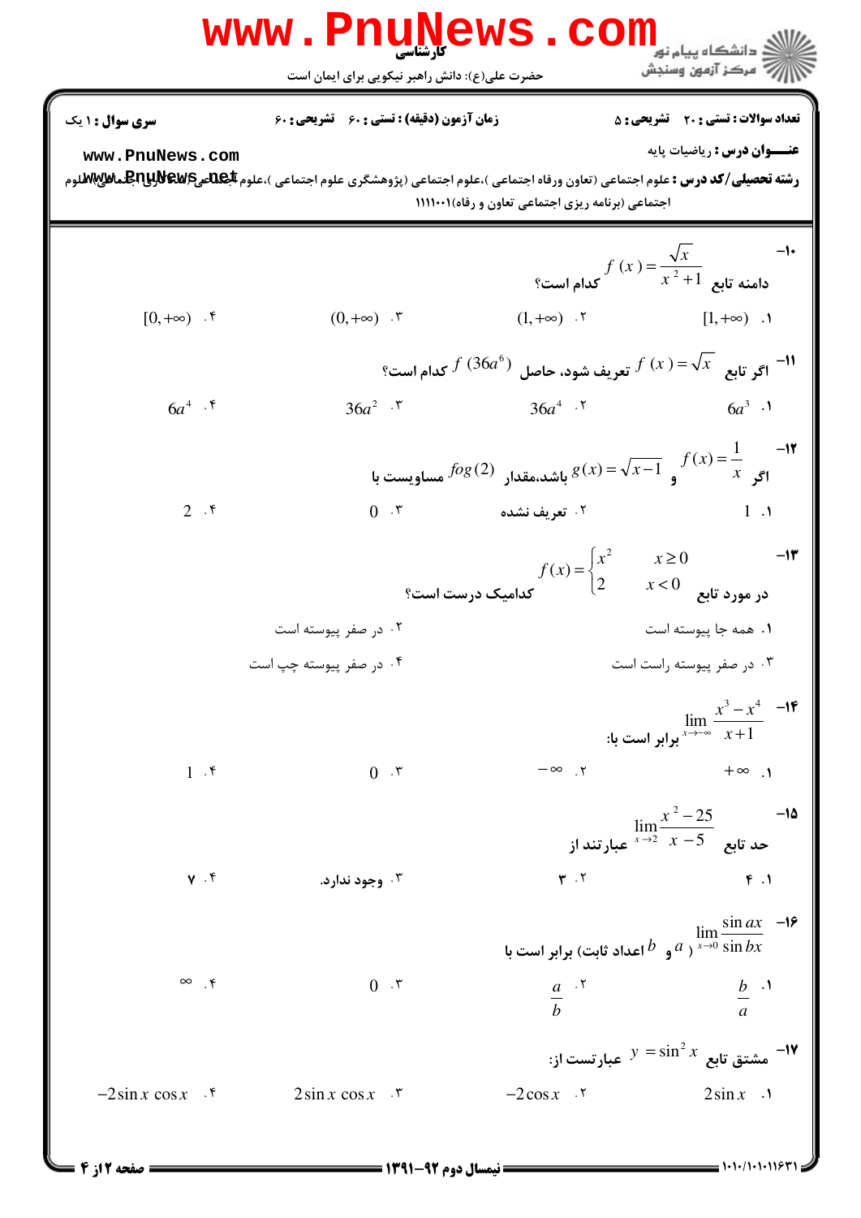۱۰- دامنه تابع $f(x) = \frac{\sqrt{x}}{x^2+1}$ کدام است؟

۱. $[1,+\infty)$ ۲. $(1,+\infty)$ ۳. $(0,+\infty)$ ۴. $[0,+\infty)$

۱۱- اگر تابع $f(x) = \sqrt{x}$ تعریف شود، حاصل $f(36a^6)$ کدام است؟

۱. $6a^3$ ۲. $36a^4$ ۳. $36a^2$ ۴. $6a^4$

۱۲- اگر $f(x) = \frac{1}{x}$ و $g(x) = \sqrt{x-1}$ باشد،مقدار $fog(2)$ مساویست با

۱. 1 ۲. تعریف نشده ۳. 0 ۴. 2

۱۳- در مورد تابع
$$f(x) = \begin{cases} x^2 & x \geq 0 \\ 2 & x < 0 \end{cases}$$
کدامیک درست است؟

۱. همه جا پیوسته است ۲. در صفر پیوسته است

۳. در صفر پیوسته راست است ۴. در صفر پیوسته چپ است

۱۴- $\lim_{x \to -\infty} \frac{x^3 - x^4}{x+1}$ برابر است با:

۱. $+\infty$ ۲. $-\infty$ ۳. 0 ۴. 1

۱۵- حد تابع $\lim_{x \to 2} \frac{x^2 - 25}{x - 5}$ عبارتند از

۱. ۴ ۲. ۳ ۳. وجود ندارد. ۴. ۷

۱۶- $\lim_{x \to 0} \frac{\sin ax}{\sin bx}$ ( $a$ و $b$ اعداد ثابت) برابر است با

۱. $\frac{b}{a}$ ۲. $\frac{a}{b}$ ۳. 0 ۴. $\infty$

۱۷- مشتق تابع $y = \sin^2 x$ عبارتست از:

۱. $2\sin x$ ۲. $-2\cos x$ ۳. $2\sin x \cos x$ ۴. $-2\sin x \cos x$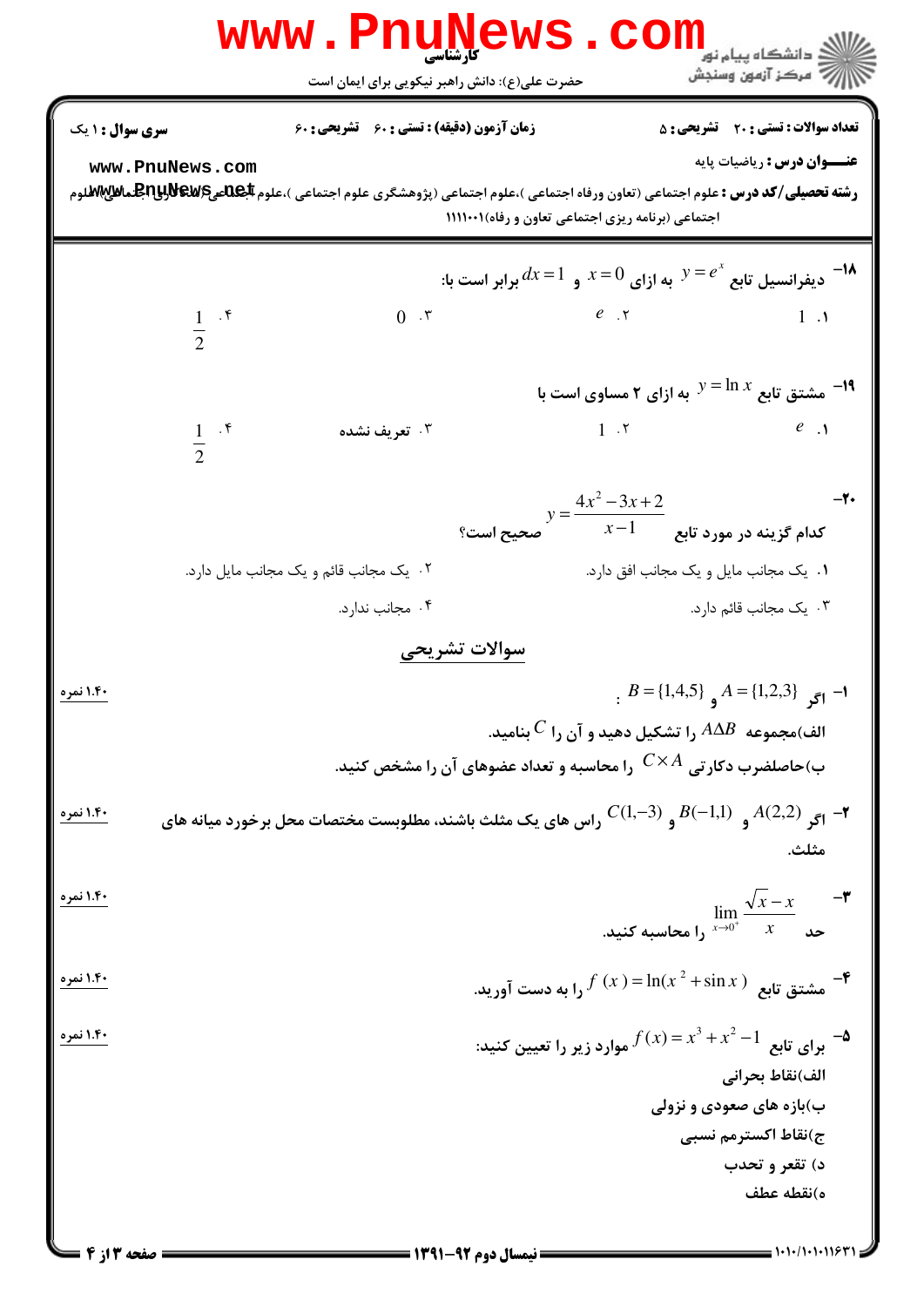**سری سوال :** ۱ یک | **زمان آزمون (دقیقه) : تستی :** ۶۰ **تشریحی :** ۶۰ | **تعداد سوالات : تستی :** ۲۰ **تشریحی :** ۵

**عنـــوان درس :** ریاضیات پایه

**رشته تحصیلی/کد درس :** علوم اجتماعی (تعاون ورفاه اجتماعی )،علوم اجتماعی (پژوهشگری علوم اجتماعی )،علوم اجتماعی (مددکاری اجتماعی )،علوم اجتماعی (برنامه ریزی اجتماعی تعاون و رفاه)۱۱۱۱۰۰۱

۱۸- دیفرانسیل تابع $y=e^x$ به ازای $x=0$ و $dx=1$ برابر است با:

۱. $1$

۲. $e$

۳. $0$

۴. $\frac{1}{2}$

۱۹- مشتق تابع $y=\ln x$ به ازای ۲ مساوی است با

۱. $e$

۲. $1$

۳. تعریف نشده

۴. $\frac{1}{2}$

۲۰- کدام گزینه در مورد تابع $y=\dfrac{4x^2-3x+2}{x-1}$ صحیح است؟

۱. یک مجانب مایل و یک مجانب افق دارد.

۲. یک مجانب قائم و یک مجانب مایل دارد.

۳. یک مجانب قائم دارد.

۴. مجانب ندارد.

## سوالات تشریحی

۱- اگر $A=\{1,2,3\}$ و $B=\{1,4,5\}$ : (۱.۴۰ نمره)

الف)مجموعه $A\Delta B$ را تشکیل دهید و آن را $C$ بنامید.

ب)حاصلضرب دکارتی $C\times A$ را محاسبه و تعداد عضوهای آن را مشخص کنید.

۲- اگر $A(2,2)$ و $B(-1,1)$ و $C(1,-3)$ راس های یک مثلث باشند، مطلوبست مختصات محل برخورد میانه های مثلث. (۱.۴۰ نمره)

۳- حد $\lim\limits_{x\to 0^+}\dfrac{\sqrt{x}-x}{x}$ را محاسبه کنید. (۱.۴۰ نمره)

۴- مشتق تابع $f(x)=\ln(x^2+\sin x)$ را به دست آورید. (۱.۴۰ نمره)

۵- برای تابع $f(x)=x^3+x^2-1$ موارد زیر را تعیین کنید: (۱.۴۰ نمره)

الف)نقاط بحرانی

ب)بازه های صعودی و نزولی

ج)نقاط اکسترمم نسبی

د) تقعر و تحدب

ه)نقطه عطف